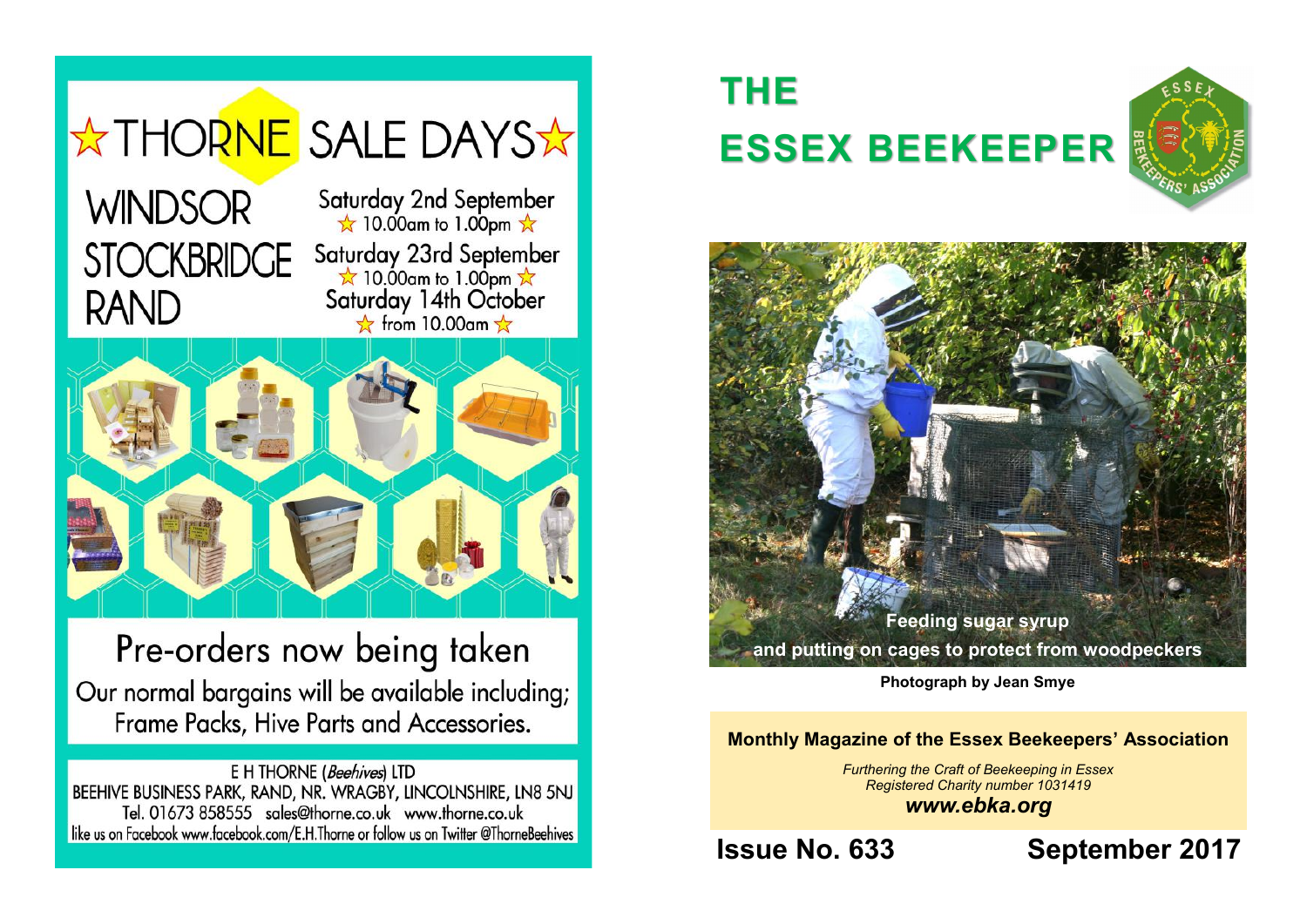# ☆THORNE SALE DAYS☆

**WINDSOR** — Saturday 2nd September ☆ 10.00am to 1.00pm ☆

**STOCKBRIDGE** — Saturday 23rd September ☆ 10.00am to 1.00pm ☆

**RAND** — Saturday 14th October ☆ from 10.00am ☆

## Pre-orders now being taken

Our normal bargains will be available including; Frame Packs, Hive Parts and Accessories.

E H THORNE (*Beehives*) LTD
BEEHIVE BUSINESS PARK, RAND, NR. WRAGBY, LINCOLNSHIRE, LN8 5NJ
Tel. 01673 858555 sales@thorne.co.uk www.thorne.co.uk
like us on Facebook www.facebook.com/E.H.Thorne or follow us on Twitter @ThorneBeehives

# THE ESSEX BEEKEEPER

Feeding sugar syrup and putting on cages to protect from woodpeckers

**Photograph by Jean Smye**

**Monthly Magazine of the Essex Beekeepers' Association**

*Furthering the Craft of Beekeeping in Essex*
*Registered Charity number 1031419*
***www.ebka.org***

**Issue No. 633** **September 2017**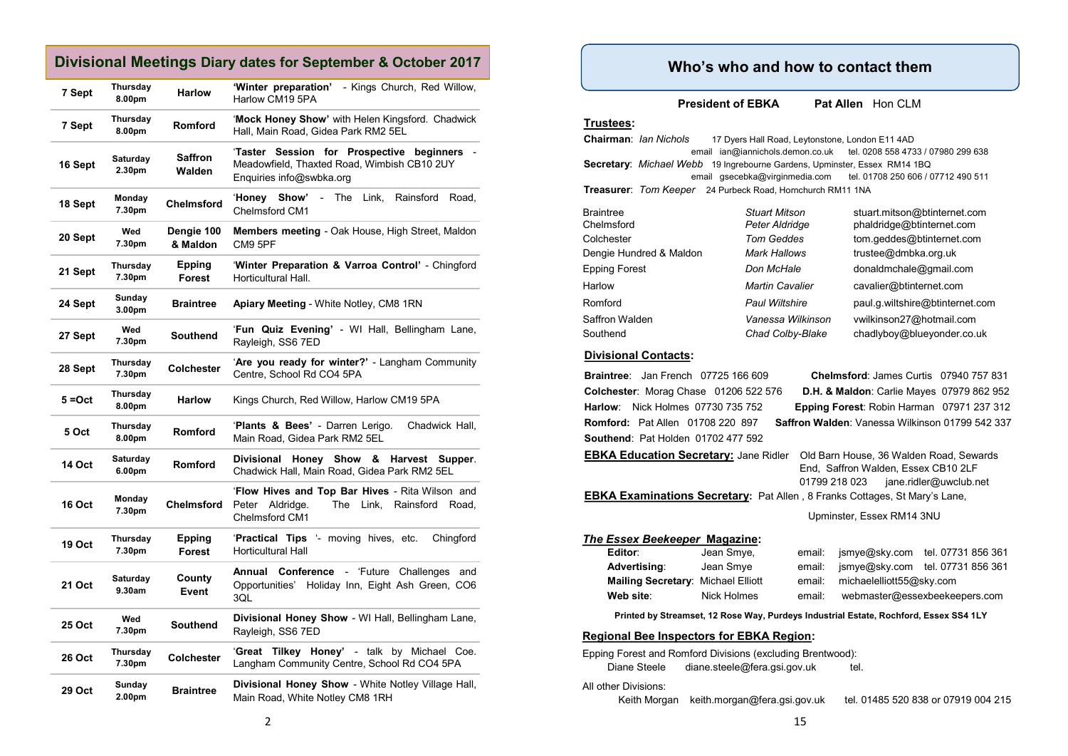## Divisional Meetings Diary dates for September & October 2017

| | | | |
|---|---|---|---|
| 7 Sept | Thursday 8.00pm | Harlow | **'Winter preparation'** - Kings Church, Red Willow, Harlow CM19 5PA |
| 7 Sept | Thursday 8.00pm | Romford | '**Mock Honey Show'** with Helen Kingsford. Chadwick Hall, Main Road, Gidea Park RM2 5EL |
| 16 Sept | Saturday 2.30pm | Saffron Walden | '**Taster Session for Prospective beginners** - Meadowfield, Thaxted Road, Wimbish CB10 2UY Enquiries info@swbka.org |
| 18 Sept | Monday 7.30pm | Chelmsford | '**Honey Show'** - The Link, Rainsford Road, Chelmsford CM1 |
| 20 Sept | Wed 7.30pm | Dengie 100 & Maldon | **Members meeting** - Oak House, High Street, Maldon CM9 5PF |
| 21 Sept | Thursday 7.30pm | Epping Forest | '**Winter Preparation & Varroa Control'** - Chingford Horticultural Hall. |
| 24 Sept | Sunday 3.00pm | Braintree | **Apiary Meeting** - White Notley, CM8 1RN |
| 27 Sept | Wed 7.30pm | Southend | '**Fun Quiz Evening'** - WI Hall, Bellingham Lane, Rayleigh, SS6 7ED |
| 28 Sept | Thursday 7.30pm | Colchester | '**Are you ready for winter?'** - Langham Community Centre, School Rd CO4 5PA |
| 5 =Oct | Thursday 8.00pm | Harlow | Kings Church, Red Willow, Harlow CM19 5PA |
| 5 Oct | Thursday 8.00pm | Romford | '**Plants & Bees'** - Darren Lerigo. Chadwick Hall, Main Road, Gidea Park RM2 5EL |
| 14 Oct | Saturday 6.00pm | Romford | **Divisional Honey Show & Harvest Supper**. Chadwick Hall, Main Road, Gidea Park RM2 5EL |
| 16 Oct | Monday 7.30pm | Chelmsford | '**Flow Hives and Top Bar Hives** - Rita Wilson and Peter Aldridge. The Link, Rainsford Road, Chelmsford CM1 |
| 19 Oct | Thursday 7.30pm | Epping Forest | '**Practical Tips** '- moving hives, etc. Chingford Horticultural Hall |
| 21 Oct | Saturday 9.30am | County Event | **Annual Conference** - 'Future Challenges and Opportunities' Holiday Inn, Eight Ash Green, CO6 3QL |
| 25 Oct | Wed 7.30pm | Southend | **Divisional Honey Show** - WI Hall, Bellingham Lane, Rayleigh, SS6 7ED |
| 26 Oct | Thursday 7.30pm | Colchester | '**Great Tilkey Honey'** - talk by Michael Coe. Langham Community Centre, School Rd CO4 5PA |
| 29 Oct | Sunday 2.00pm | Braintree | **Divisional Honey Show** - White Notley Village Hall, Main Road, White Notley CM8 1RH |

## Who's who and how to contact them

**President of EBKA** **Pat Allen** Hon CLM

**Trustees:**

**Chairman**: *Ian Nichols* 17 Dyers Hall Road, Leytonstone, London E11 4AD
email ian@iannichols.demon.co.uk tel. 0208 558 4733 / 07980 299 638

**Secretary**: *Michael Webb* 19 Ingrebourne Gardens, Upminster, Essex RM14 1BQ
email gsecebka@virginmedia.com tel. 01708 250 606 / 07712 490 511

**Treasurer**: *Tom Keeper* 24 Purbeck Road, Hornchurch RM11 1NA

| | | |
|---|---|---|
| Braintree | *Stuart Mitson* | stuart.mitson@btinternet.com |
| Chelmsford | *Peter Aldridge* | phaldridge@btinternet.com |
| Colchester | *Tom Geddes* | tom.geddes@btinternet.com |
| Dengie Hundred & Maldon | *Mark Hallows* | trustee@dmbka.org.uk |
| Epping Forest | *Don McHale* | donaldmchale@gmail.com |
| Harlow | *Martin Cavalier* | cavalier@btinternet.com |
| Romford | *Paul Wiltshire* | paul.g.wiltshire@btinternet.com |
| Saffron Walden | *Vanessa Wilkinson* | vwilkinson27@hotmail.com |
| Southend | *Chad Colby-Blake* | chadlyboy@blueyonder.co.uk |

**Divisional Contacts:**

**Braintree**: Jan French 07725 166 609
**Chelmsford**: James Curtis 07940 757 831
**Colchester**: Morag Chase 01206 522 576
**D.H. & Maldon**: Carlie Mayes 07979 862 952
**Harlow**: Nick Holmes 07730 735 752
**Epping Forest**: Robin Harman 07971 237 312
**Romford:** Pat Allen 01708 220 897
**Saffron Walden**: Vanessa Wilkinson 01799 542 337
**Southend**: Pat Holden 01702 477 592

**EBKA Education Secretary:** Jane Ridler Old Barn House, 36 Walden Road, Sewards End, Saffron Walden, Essex CB10 2LF
01799 218 023 jane.ridler@uwclub.net

**EBKA Examinations Secretary:** Pat Allen , 8 Franks Cottages, St Mary's Lane, Upminster, Essex RM14 3NU

***The Essex Beekeeper* Magazine:**

| | | | | |
|---|---|---|---|---|
| **Editor**: | Jean Smye, | email: | jsmye@sky.com | tel. 07731 856 361 |
| **Advertising**: | Jean Smye | email: | jsmye@sky.com | tel. 07731 856 361 |
| **Mailing Secretary**: | Michael Elliott | email: | michaelelliott55@sky.com | |
| **Web site**: | Nick Holmes | email: | webmaster@essexbeekeepers.com | |

**Printed by Streamset, 12 Rose Way, Purdeys Industrial Estate, Rochford, Essex SS4 1LY**

**Regional Bee Inspectors for EBKA Region:**

Epping Forest and Romford Divisions (excluding Brentwood):
Diane Steele diane.steele@fera.gsi.gov.uk tel.

All other Divisions:
Keith Morgan keith.morgan@fera.gsi.gov.uk tel. 01485 520 838 or 07919 004 215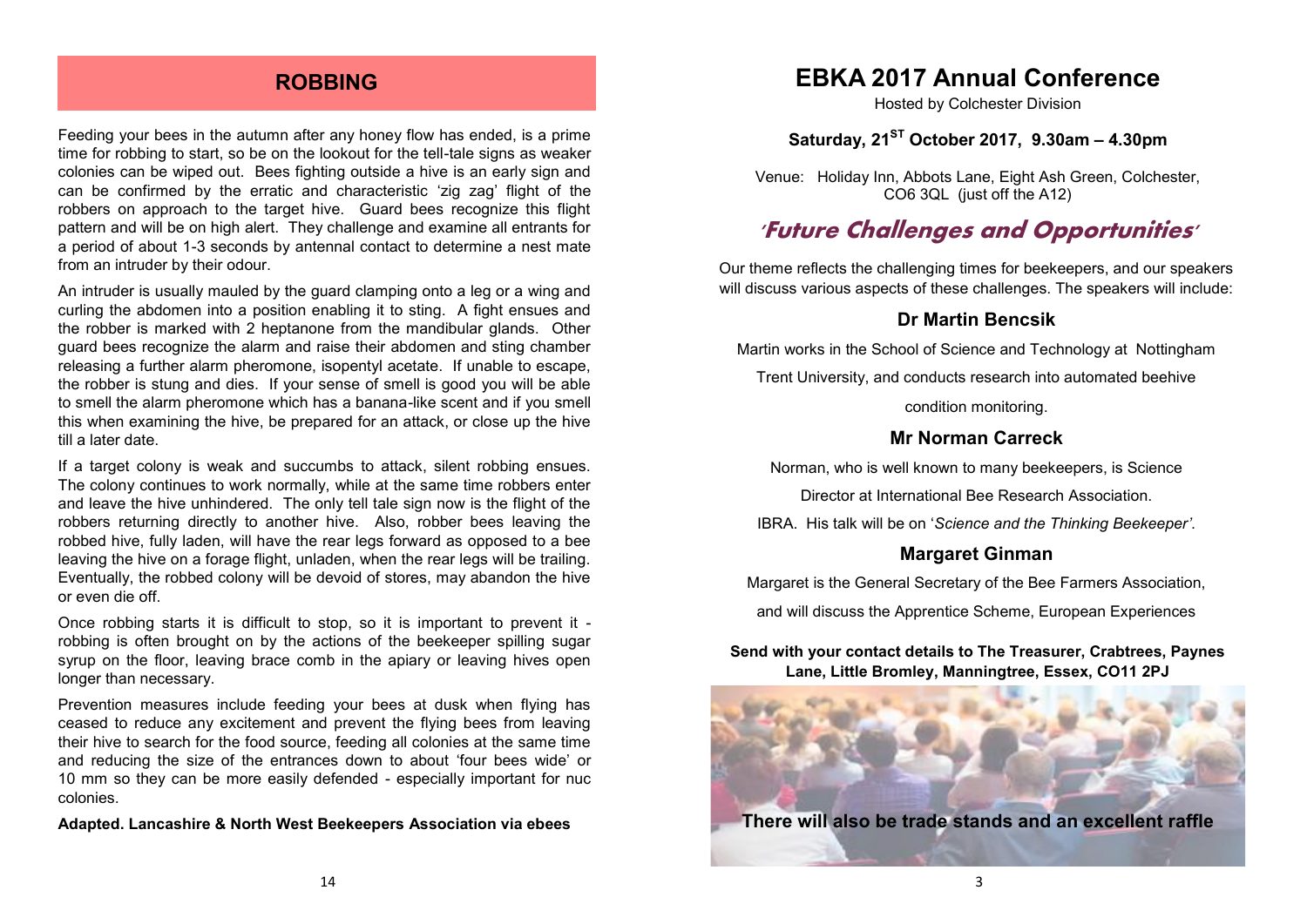## ROBBING

Feeding your bees in the autumn after any honey flow has ended, is a prime time for robbing to start, so be on the lookout for the tell-tale signs as weaker colonies can be wiped out. Bees fighting outside a hive is an early sign and can be confirmed by the erratic and characteristic 'zig zag' flight of the robbers on approach to the target hive. Guard bees recognize this flight pattern and will be on high alert. They challenge and examine all entrants for a period of about 1-3 seconds by antennal contact to determine a nest mate from an intruder by their odour.

An intruder is usually mauled by the guard clamping onto a leg or a wing and curling the abdomen into a position enabling it to sting. A fight ensues and the robber is marked with 2 heptanone from the mandibular glands. Other guard bees recognize the alarm and raise their abdomen and sting chamber releasing a further alarm pheromone, isopentyl acetate. If unable to escape, the robber is stung and dies. If your sense of smell is good you will be able to smell the alarm pheromone which has a banana-like scent and if you smell this when examining the hive, be prepared for an attack, or close up the hive till a later date.

If a target colony is weak and succumbs to attack, silent robbing ensues. The colony continues to work normally, while at the same time robbers enter and leave the hive unhindered. The only tell tale sign now is the flight of the robbers returning directly to another hive. Also, robber bees leaving the robbed hive, fully laden, will have the rear legs forward as opposed to a bee leaving the hive on a forage flight, unladen, when the rear legs will be trailing. Eventually, the robbed colony will be devoid of stores, may abandon the hive or even die off.

Once robbing starts it is difficult to stop, so it is important to prevent it - robbing is often brought on by the actions of the beekeeper spilling sugar syrup on the floor, leaving brace comb in the apiary or leaving hives open longer than necessary.

Prevention measures include feeding your bees at dusk when flying has ceased to reduce any excitement and prevent the flying bees from leaving their hive to search for the food source, feeding all colonies at the same time and reducing the size of the entrances down to about 'four bees wide' or 10 mm so they can be more easily defended - especially important for nuc colonies.

**Adapted. Lancashire & North West Beekeepers Association via ebees**

# EBKA 2017 Annual Conference

Hosted by Colchester Division

### Saturday, 21ST October 2017, 9.30am – 4.30pm

Venue: Holiday Inn, Abbots Lane, Eight Ash Green, Colchester, CO6 3QL (just off the A12)

## 'Future Challenges and Opportunities'

Our theme reflects the challenging times for beekeepers, and our speakers will discuss various aspects of these challenges. The speakers will include:

### Dr Martin Bencsik

Martin works in the School of Science and Technology at Nottingham Trent University, and conducts research into automated beehive condition monitoring.

### Mr Norman Carreck

Norman, who is well known to many beekeepers, is Science Director at International Bee Research Association. IBRA. His talk will be on '*Science and the Thinking Beekeeper'*.

### Margaret Ginman

Margaret is the General Secretary of the Bee Farmers Association, and will discuss the Apprentice Scheme, European Experiences

**Send with your contact details to The Treasurer, Crabtrees, Paynes Lane, Little Bromley, Manningtree, Essex, CO11 2PJ**

**There will also be trade stands and an excellent raffle**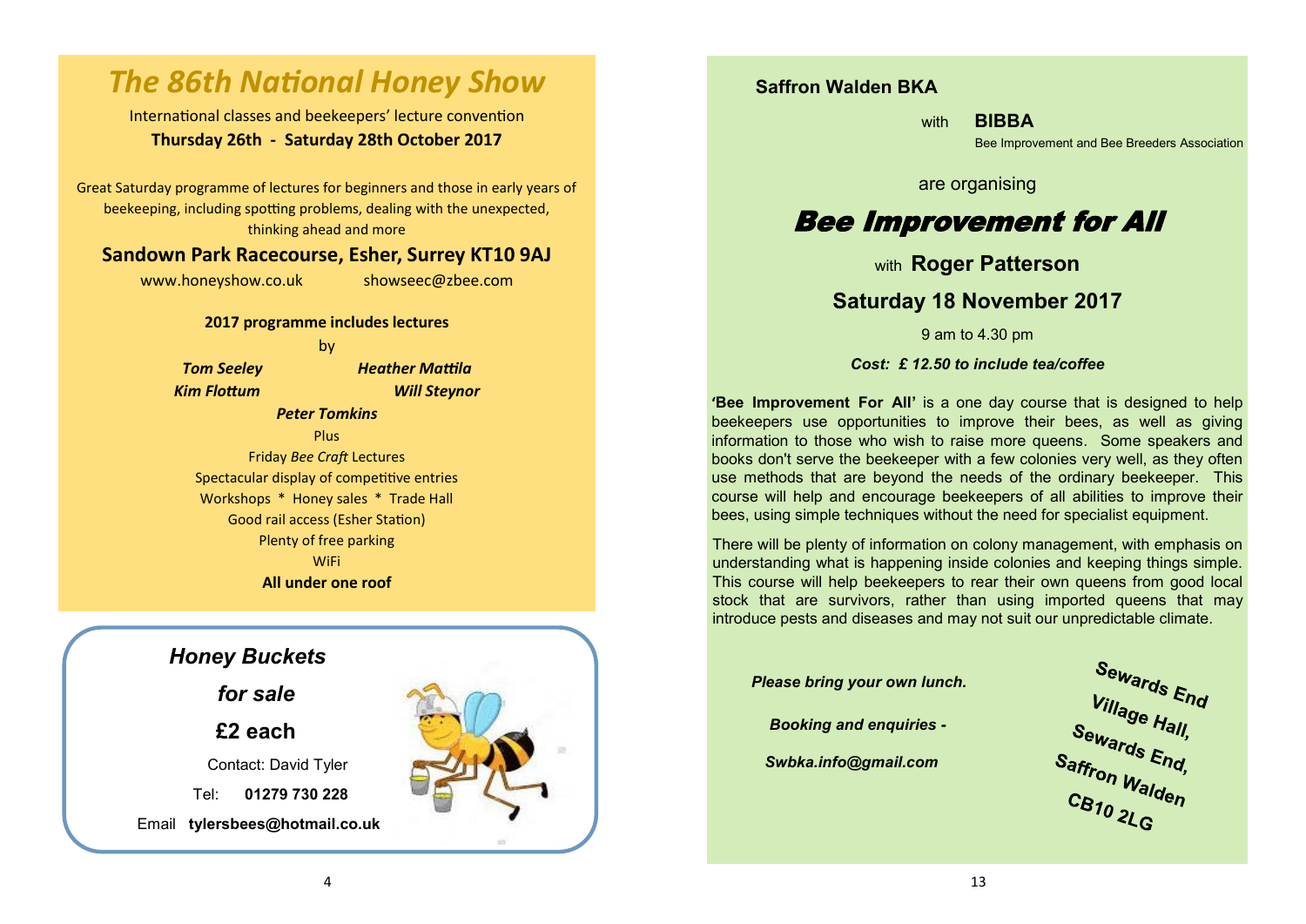# *The 86th National Honey Show*

International classes and beekeepers' lecture convention

**Thursday 26th - Saturday 28th October 2017**

Great Saturday programme of lectures for beginners and those in early years of beekeeping, including spotting problems, dealing with the unexpected, thinking ahead and more

## Sandown Park Racecourse, Esher, Surrey KT10 9AJ

www.honeyshow.co.uk showseec@zbee.com

**2017 programme includes lectures**

by

***Tom Seeley*** ***Heather Mattila***
***Kim Flottum*** ***Will Steynor***
***Peter Tomkins***

Plus

Friday *Bee Craft* Lectures

Spectacular display of competitive entries

Workshops * Honey sales * Trade Hall

Good rail access (Esher Station)

Plenty of free parking

WiFi

**All under one roof**

---

***Honey Buckets***

***for sale***

**£2 each**

Contact: David Tyler

Tel: **01279 730 228**

Email **tylersbees@hotmail.co.uk**

---

**Saffron Walden BKA**

with **BIBBA**
Bee Improvement and Bee Breeders Association

are organising

# *Bee Improvement for All*

with **Roger Patterson**

## Saturday 18 November 2017

9 am to 4.30 pm

***Cost: £ 12.50 to include tea/coffee***

**'Bee Improvement For All'** is a one day course that is designed to help beekeepers use opportunities to improve their bees, as well as giving information to those who wish to raise more queens. Some speakers and books don't serve the beekeeper with a few colonies very well, as they often use methods that are beyond the needs of the ordinary beekeeper. This course will help and encourage beekeepers of all abilities to improve their bees, using simple techniques without the need for specialist equipment.

There will be plenty of information on colony management, with emphasis on understanding what is happening inside colonies and keeping things simple. This course will help beekeepers to rear their own queens from good local stock that are survivors, rather than using imported queens that may introduce pests and diseases and may not suit our unpredictable climate.

***Please bring your own lunch.***

***Booking and enquiries -***

***Swbka.info@gmail.com***

**Sewards End Village Hall, Sewards End, Saffron Walden CB10 2LG**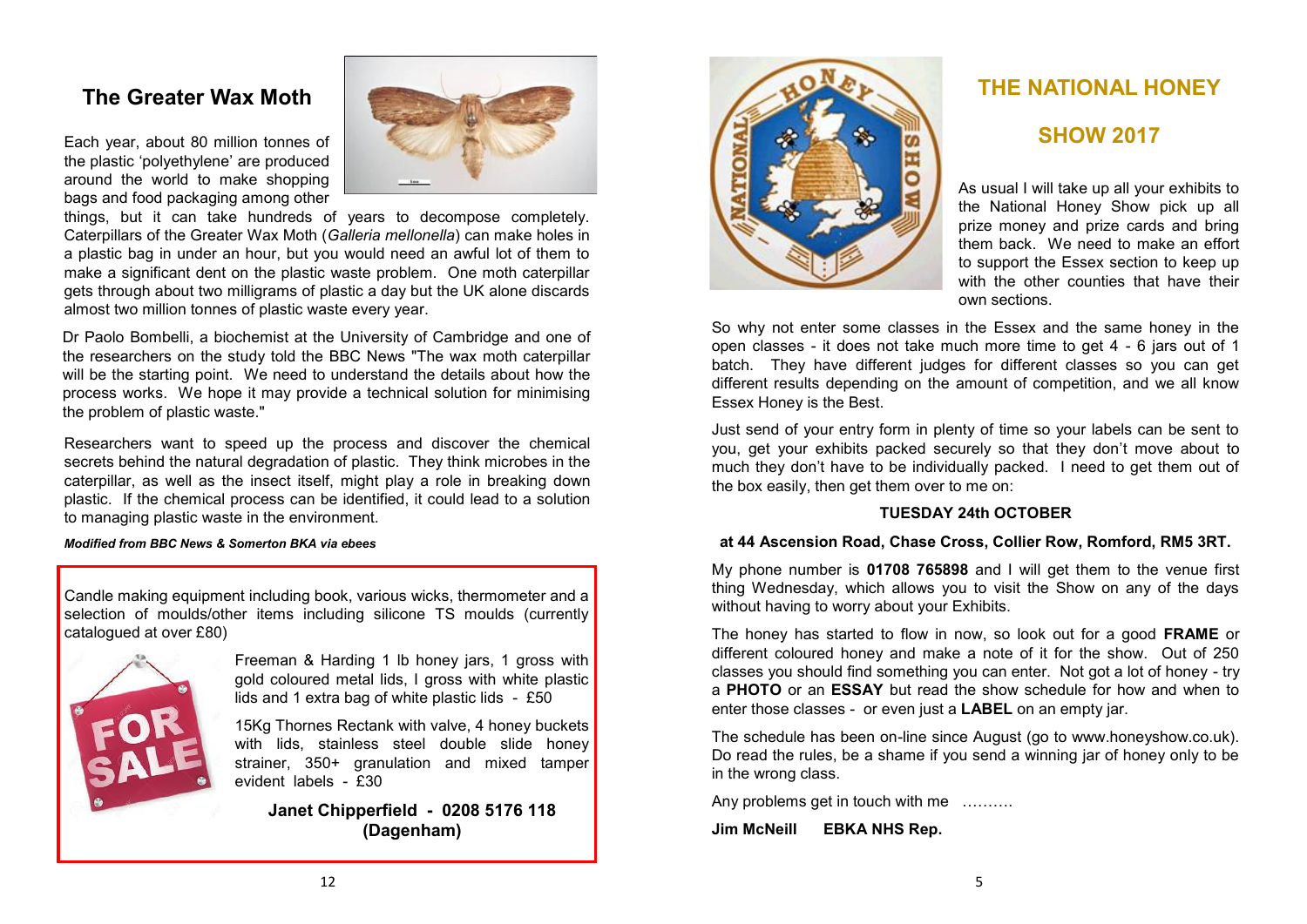## The Greater Wax Moth

Each year, about 80 million tonnes of the plastic 'polyethylene' are produced around the world to make shopping bags and food packaging among other things, but it can take hundreds of years to decompose completely. Caterpillars of the Greater Wax Moth (*Galleria mellonella*) can make holes in a plastic bag in under an hour, but you would need an awful lot of them to make a significant dent on the plastic waste problem. One moth caterpillar gets through about two milligrams of plastic a day but the UK alone discards almost two million tonnes of plastic waste every year.

Dr Paolo Bombelli, a biochemist at the University of Cambridge and one of the researchers on the study told the BBC News "The wax moth caterpillar will be the starting point. We need to understand the details about how the process works. We hope it may provide a technical solution for minimising the problem of plastic waste."

Researchers want to speed up the process and discover the chemical secrets behind the natural degradation of plastic. They think microbes in the caterpillar, as well as the insect itself, might play a role in breaking down plastic. If the chemical process can be identified, it could lead to a solution to managing plastic waste in the environment.

***Modified from BBC News & Somerton BKA via ebees***

---

Candle making equipment including book, various wicks, thermometer and a selection of moulds/other items including silicone TS moulds (currently catalogued at over £80)

Freeman & Harding 1 lb honey jars, 1 gross with gold coloured metal lids, I gross with white plastic lids and 1 extra bag of white plastic lids - £50

15Kg Thornes Rectank with valve, 4 honey buckets with lids, stainless steel double slide honey strainer, 350+ granulation and mixed tamper evident labels - £30

**Janet Chipperfield - 0208 5176 118 (Dagenham)**

---

## THE NATIONAL HONEY SHOW 2017

As usual I will take up all your exhibits to the National Honey Show pick up all prize money and prize cards and bring them back. We need to make an effort to support the Essex section to keep up with the other counties that have their own sections.

So why not enter some classes in the Essex and the same honey in the open classes - it does not take much more time to get 4 - 6 jars out of 1 batch. They have different judges for different classes so you can get different results depending on the amount of competition, and we all know Essex Honey is the Best.

Just send of your entry form in plenty of time so your labels can be sent to you, get your exhibits packed securely so that they don't move about to much they don't have to be individually packed. I need to get them out of the box easily, then get them over to me on:

**TUESDAY 24th OCTOBER**

**at 44 Ascension Road, Chase Cross, Collier Row, Romford, RM5 3RT.**

My phone number is **01708 765898** and I will get them to the venue first thing Wednesday, which allows you to visit the Show on any of the days without having to worry about your Exhibits.

The honey has started to flow in now, so look out for a good **FRAME** or different coloured honey and make a note of it for the show. Out of 250 classes you should find something you can enter. Not got a lot of honey - try a **PHOTO** or an **ESSAY** but read the show schedule for how and when to enter those classes - or even just a **LABEL** on an empty jar.

The schedule has been on-line since August (go to www.honeyshow.co.uk). Do read the rules, be a shame if you send a winning jar of honey only to be in the wrong class.

Any problems get in touch with me ……….

**Jim McNeill EBKA NHS Rep.**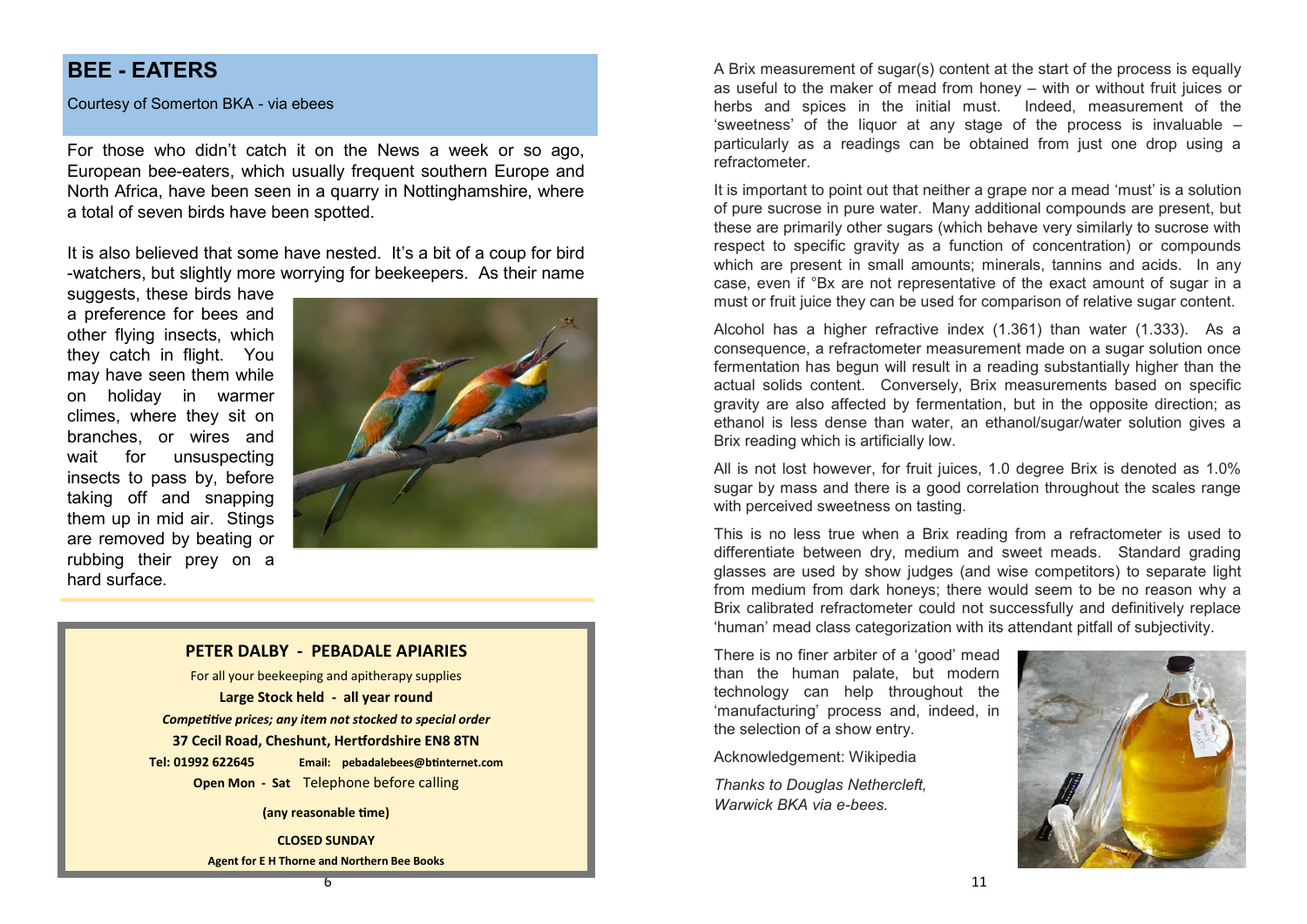## BEE - EATERS

Courtesy of Somerton BKA - via ebees

For those who didn't catch it on the News a week or so ago, European bee-eaters, which usually frequent southern Europe and North Africa, have been seen in a quarry in Nottinghamshire, where a total of seven birds have been spotted.

It is also believed that some have nested. It's a bit of a coup for bird-watchers, but slightly more worrying for beekeepers. As their name suggests, these birds have a preference for bees and other flying insects, which they catch in flight. You may have seen them while on holiday in warmer climes, where they sit on branches, or wires and wait for unsuspecting insects to pass by, before taking off and snapping them up in mid air. Stings are removed by beating or rubbing their prey on a hard surface.

**PETER DALBY - PEBADALE APIARIES**

For all your beekeeping and apitherapy supplies

**Large Stock held - all year round**

***Competitive prices; any item not stocked to special order***

**37 Cecil Road, Cheshunt, Hertfordshire EN8 8TN**

**Tel: 01992 622645** **Email: pebadalebees@btinternet.com**

**Open Mon - Sat** Telephone before calling

**(any reasonable time)**

**CLOSED SUNDAY**

**Agent for E H Thorne and Northern Bee Books**

A Brix measurement of sugar(s) content at the start of the process is equally as useful to the maker of mead from honey – with or without fruit juices or herbs and spices in the initial must. Indeed, measurement of the 'sweetness' of the liquor at any stage of the process is invaluable – particularly as a readings can be obtained from just one drop using a refractometer.

It is important to point out that neither a grape nor a mead 'must' is a solution of pure sucrose in pure water. Many additional compounds are present, but these are primarily other sugars (which behave very similarly to sucrose with respect to specific gravity as a function of concentration) or compounds which are present in small amounts; minerals, tannins and acids. In any case, even if °Bx are not representative of the exact amount of sugar in a must or fruit juice they can be used for comparison of relative sugar content.

Alcohol has a higher refractive index (1.361) than water (1.333). As a consequence, a refractometer measurement made on a sugar solution once fermentation has begun will result in a reading substantially higher than the actual solids content. Conversely, Brix measurements based on specific gravity are also affected by fermentation, but in the opposite direction; as ethanol is less dense than water, an ethanol/sugar/water solution gives a Brix reading which is artificially low.

All is not lost however, for fruit juices, 1.0 degree Brix is denoted as 1.0% sugar by mass and there is a good correlation throughout the scales range with perceived sweetness on tasting.

This is no less true when a Brix reading from a refractometer is used to differentiate between dry, medium and sweet meads. Standard grading glasses are used by show judges (and wise competitors) to separate light from medium from dark honeys; there would seem to be no reason why a Brix calibrated refractometer could not successfully and definitively replace 'human' mead class categorization with its attendant pitfall of subjectivity.

There is no finer arbiter of a 'good' mead than the human palate, but modern technology can help throughout the 'manufacturing' process and, indeed, in the selection of a show entry.

Acknowledgement: Wikipedia

*Thanks to Douglas Nethercleft, Warwick BKA via e-bees.*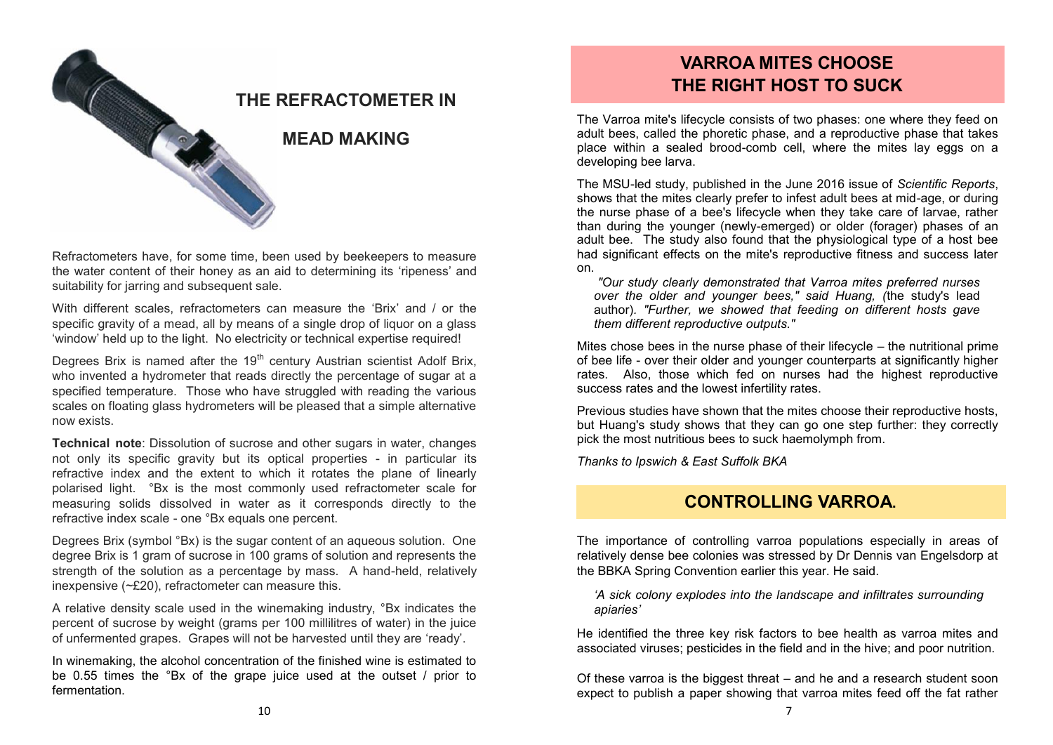# THE REFRACTOMETER IN MEAD MAKING

Refractometers have, for some time, been used by beekeepers to measure the water content of their honey as an aid to determining its 'ripeness' and suitability for jarring and subsequent sale.

With different scales, refractometers can measure the 'Brix' and / or the specific gravity of a mead, all by means of a single drop of liquor on a glass 'window' held up to the light. No electricity or technical expertise required!

Degrees Brix is named after the 19th century Austrian scientist Adolf Brix, who invented a hydrometer that reads directly the percentage of sugar at a specified temperature. Those who have struggled with reading the various scales on floating glass hydrometers will be pleased that a simple alternative now exists.

**Technical note**: Dissolution of sucrose and other sugars in water, changes not only its specific gravity but its optical properties - in particular its refractive index and the extent to which it rotates the plane of linearly polarised light. °Bx is the most commonly used refractometer scale for measuring solids dissolved in water as it corresponds directly to the refractive index scale - one °Bx equals one percent.

Degrees Brix (symbol °Bx) is the sugar content of an aqueous solution. One degree Brix is 1 gram of sucrose in 100 grams of solution and represents the strength of the solution as a percentage by mass. A hand-held, relatively inexpensive (~£20), refractometer can measure this.

A relative density scale used in the winemaking industry, °Bx indicates the percent of sucrose by weight (grams per 100 millilitres of water) in the juice of unfermented grapes. Grapes will not be harvested until they are 'ready'.

In winemaking, the alcohol concentration of the finished wine is estimated to be 0.55 times the °Bx of the grape juice used at the outset / prior to fermentation.

# VARROA MITES CHOOSE THE RIGHT HOST TO SUCK

The Varroa mite's lifecycle consists of two phases: one where they feed on adult bees, called the phoretic phase, and a reproductive phase that takes place within a sealed brood-comb cell, where the mites lay eggs on a developing bee larva.

The MSU-led study, published in the June 2016 issue of *Scientific Reports*, shows that the mites clearly prefer to infest adult bees at mid-age, or during the nurse phase of a bee's lifecycle when they take care of larvae, rather than during the younger (newly-emerged) or older (forager) phases of an adult bee. The study also found that the physiological type of a host bee had significant effects on the mite's reproductive fitness and success later on.

> *"Our study clearly demonstrated that Varroa mites preferred nurses over the older and younger bees," said Huang, (*the study's lead author). *"Further, we showed that feeding on different hosts gave them different reproductive outputs."*

Mites chose bees in the nurse phase of their lifecycle – the nutritional prime of bee life - over their older and younger counterparts at significantly higher rates. Also, those which fed on nurses had the highest reproductive success rates and the lowest infertility rates.

Previous studies have shown that the mites choose their reproductive hosts, but Huang's study shows that they can go one step further: they correctly pick the most nutritious bees to suck haemolymph from.

*Thanks to Ipswich & East Suffolk BKA*

# CONTROLLING VARROA.

The importance of controlling varroa populations especially in areas of relatively dense bee colonies was stressed by Dr Dennis van Engelsdorp at the BBKA Spring Convention earlier this year. He said.

> *'A sick colony explodes into the landscape and infiltrates surrounding apiaries'*

He identified the three key risk factors to bee health as varroa mites and associated viruses; pesticides in the field and in the hive; and poor nutrition.

Of these varroa is the biggest threat – and he and a research student soon expect to publish a paper showing that varroa mites feed off the fat rather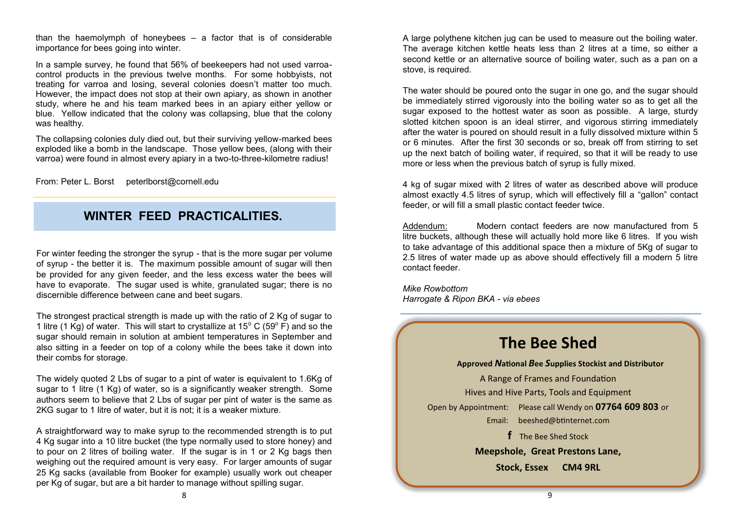than the haemolymph of honeybees – a factor that is of considerable importance for bees going into winter.

In a sample survey, he found that 56% of beekeepers had not used varroa-control products in the previous twelve months. For some hobbyists, not treating for varroa and losing, several colonies doesn't matter too much. However, the impact does not stop at their own apiary, as shown in another study, where he and his team marked bees in an apiary either yellow or blue. Yellow indicated that the colony was collapsing, blue that the colony was healthy.

The collapsing colonies duly died out, but their surviving yellow-marked bees exploded like a bomb in the landscape. Those yellow bees, (along with their varroa) were found in almost every apiary in a two-to-three-kilometre radius!

From: Peter L. Borst peterlborst@cornell.edu

## WINTER FEED PRACTICALITIES.

For winter feeding the stronger the syrup - that is the more sugar per volume of syrup - the better it is. The maximum possible amount of sugar will then be provided for any given feeder, and the less excess water the bees will have to evaporate. The sugar used is white, granulated sugar; there is no discernible difference between cane and beet sugars.

The strongest practical strength is made up with the ratio of 2 Kg of sugar to 1 litre (1 Kg) of water. This will start to crystallize at 15$^{o}$ C (59$^{o}$ F) and so the sugar should remain in solution at ambient temperatures in September and also sitting in a feeder on top of a colony while the bees take it down into their combs for storage.

The widely quoted 2 Lbs of sugar to a pint of water is equivalent to 1.6Kg of sugar to 1 litre (1 Kg) of water, so is a significantly weaker strength. Some authors seem to believe that 2 Lbs of sugar per pint of water is the same as 2KG sugar to 1 litre of water, but it is not; it is a weaker mixture.

A straightforward way to make syrup to the recommended strength is to put 4 Kg sugar into a 10 litre bucket (the type normally used to store honey) and to pour on 2 litres of boiling water. If the sugar is in 1 or 2 Kg bags then weighing out the required amount is very easy. For larger amounts of sugar 25 Kg sacks (available from Booker for example) usually work out cheaper per Kg of sugar, but are a bit harder to manage without spilling sugar.

A large polythene kitchen jug can be used to measure out the boiling water. The average kitchen kettle heats less than 2 litres at a time, so either a second kettle or an alternative source of boiling water, such as a pan on a stove, is required.

The water should be poured onto the sugar in one go, and the sugar should be immediately stirred vigorously into the boiling water so as to get all the sugar exposed to the hottest water as soon as possible. A large, sturdy slotted kitchen spoon is an ideal stirrer, and vigorous stirring immediately after the water is poured on should result in a fully dissolved mixture within 5 or 6 minutes. After the first 30 seconds or so, break off from stirring to set up the next batch of boiling water, if required, so that it will be ready to use more or less when the previous batch of syrup is fully mixed.

4 kg of sugar mixed with 2 litres of water as described above will produce almost exactly 4.5 litres of syrup, which will effectively fill a "gallon" contact feeder, or will fill a small plastic contact feeder twice.

Addendum: Modern contact feeders are now manufactured from 5 litre buckets, although these will actually hold more like 6 litres. If you wish to take advantage of this additional space then a mixture of 5Kg of sugar to 2.5 litres of water made up as above should effectively fill a modern 5 litre contact feeder.

*Mike Rowbottom*
*Harrogate & Ripon BKA - via ebees*

# The Bee Shed

**Approved *N*ational *B*ee *S*upplies Stockist and Distributor**

A Range of Frames and Foundation

Hives and Hive Parts, Tools and Equipment

Open by Appointment: Please call Wendy on **07764 609 803** or

Email: beeshed@btinternet.com

f The Bee Shed Stock

**Meepshole, Great Prestons Lane,**

**Stock, Essex CM4 9RL**